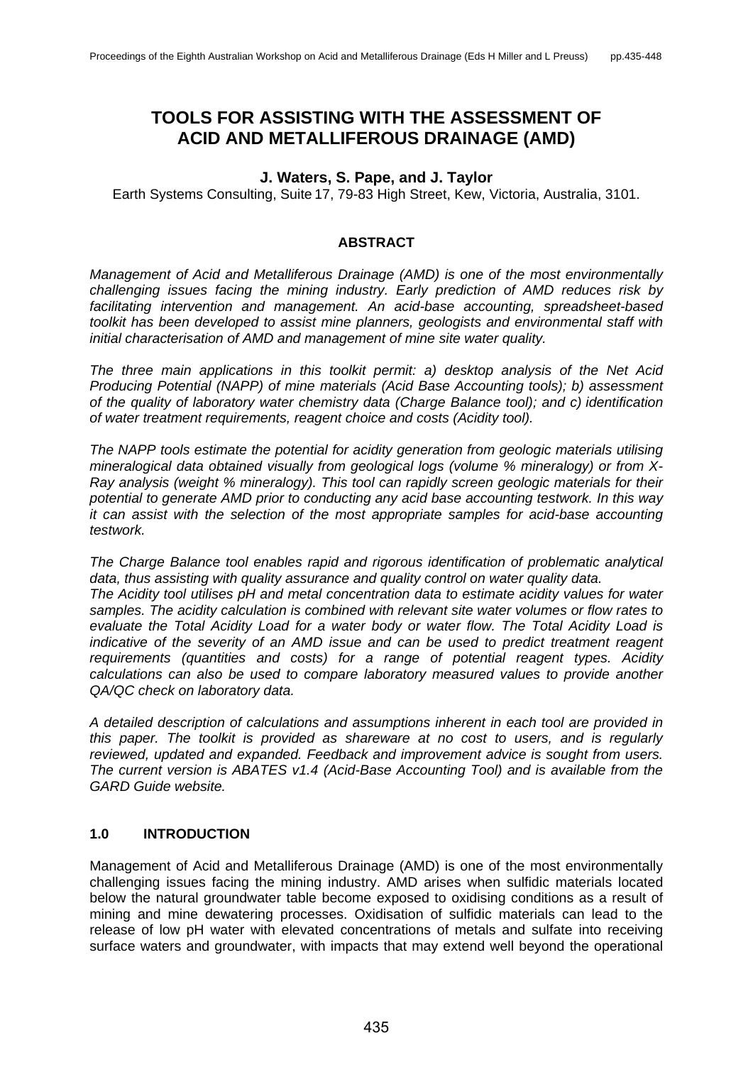# TOOLS FOR ASSISTING WITH THE ASSESSMENT OF ACID AND METALLIFEROUS DRAINAGE (AMD)

**J. Waters, S. Pape, and J. Taylor**

Earth Systems Consulting, Suite 17, 79-83 High Street, Kew, Victoria, Australia, 3101.

## ABSTRACT

*Management of Acid and Metalliferous Drainage (AMD) is one of the most environmentally challenging issues facing the mining industry. Early prediction of AMD reduces risk by facilitating intervention and management. An acid-base accounting, spreadsheet-based toolkit has been developed to assist mine planners, geologists and environmental staff with initial characterisation of AMD and management of mine site water quality.*

*The three main applications in this toolkit permit: a) desktop analysis of the Net Acid Producing Potential (NAPP) of mine materials (Acid Base Accounting tools); b) assessment of the quality of laboratory water chemistry data (Charge Balance tool); and c) identification of water treatment requirements, reagent choice and costs (Acidity tool).*

*The NAPP tools estimate the potential for acidity generation from geologic materials utilising mineralogical data obtained visually from geological logs (volume % mineralogy) or from X-Ray analysis (weight % mineralogy). This tool can rapidly screen geologic materials for their potential to generate AMD prior to conducting any acid base accounting testwork. In this way it can assist with the selection of the most appropriate samples for acid-base accounting testwork.*

*The Charge Balance tool enables rapid and rigorous identification of problematic analytical data, thus assisting with quality assurance and quality control on water quality data.*
*The Acidity tool utilises pH and metal concentration data to estimate acidity values for water samples. The acidity calculation is combined with relevant site water volumes or flow rates to evaluate the Total Acidity Load for a water body or water flow. The Total Acidity Load is indicative of the severity of an AMD issue and can be used to predict treatment reagent requirements (quantities and costs) for a range of potential reagent types. Acidity calculations can also be used to compare laboratory measured values to provide another QA/QC check on laboratory data.*

*A detailed description of calculations and assumptions inherent in each tool are provided in this paper. The toolkit is provided as shareware at no cost to users, and is regularly reviewed, updated and expanded. Feedback and improvement advice is sought from users. The current version is ABATES v1.4 (Acid-Base Accounting Tool) and is available from the GARD Guide website.*

## 1.0 INTRODUCTION

Management of Acid and Metalliferous Drainage (AMD) is one of the most environmentally challenging issues facing the mining industry. AMD arises when sulfidic materials located below the natural groundwater table become exposed to oxidising conditions as a result of mining and mine dewatering processes. Oxidisation of sulfidic materials can lead to the release of low pH water with elevated concentrations of metals and sulfate into receiving surface waters and groundwater, with impacts that may extend well beyond the operational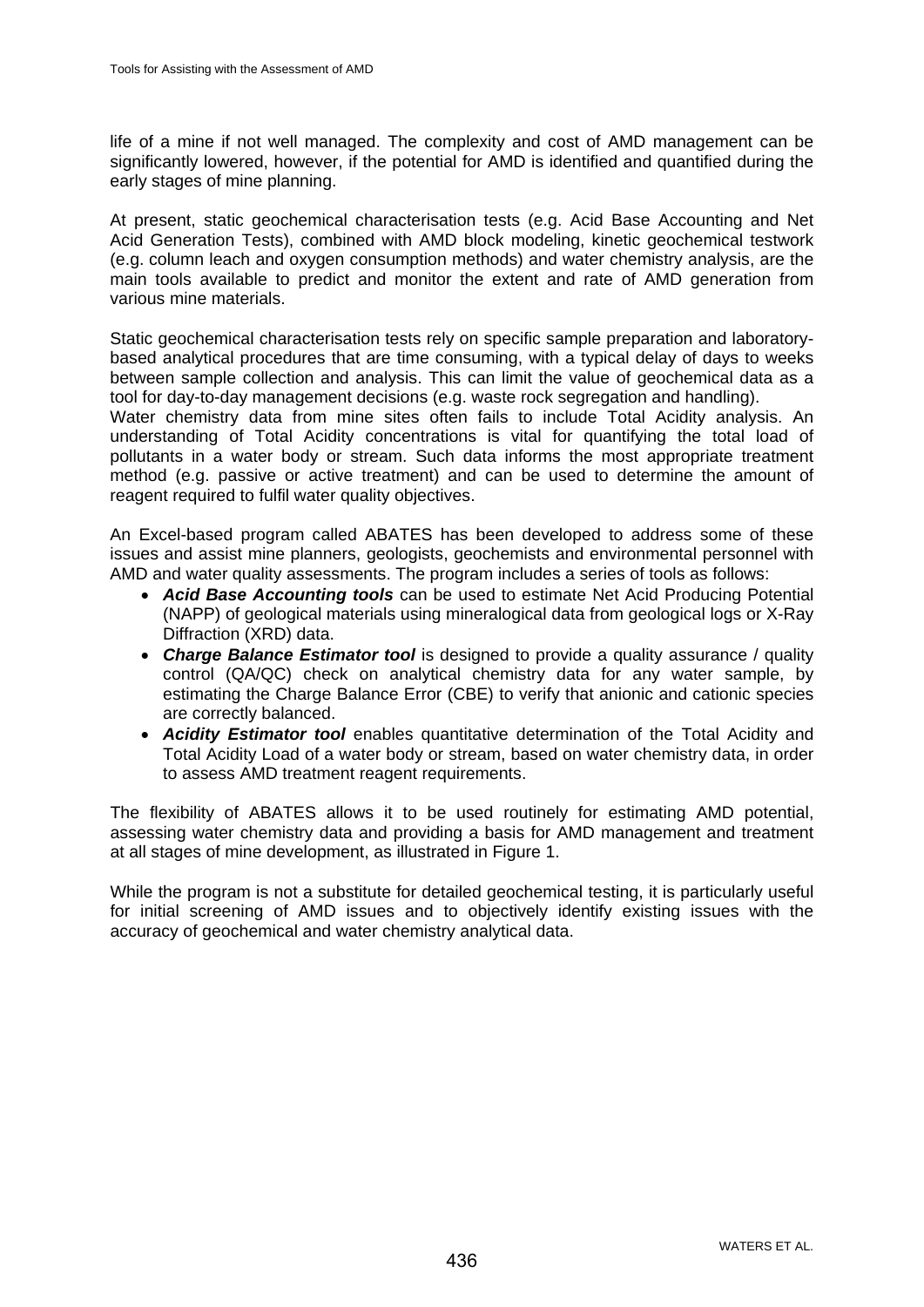life of a mine if not well managed. The complexity and cost of AMD management can be significantly lowered, however, if the potential for AMD is identified and quantified during the early stages of mine planning.

At present, static geochemical characterisation tests (e.g. Acid Base Accounting and Net Acid Generation Tests), combined with AMD block modeling, kinetic geochemical testwork (e.g. column leach and oxygen consumption methods) and water chemistry analysis, are the main tools available to predict and monitor the extent and rate of AMD generation from various mine materials.

Static geochemical characterisation tests rely on specific sample preparation and laboratory-based analytical procedures that are time consuming, with a typical delay of days to weeks between sample collection and analysis. This can limit the value of geochemical data as a tool for day-to-day management decisions (e.g. waste rock segregation and handling).
Water chemistry data from mine sites often fails to include Total Acidity analysis. An understanding of Total Acidity concentrations is vital for quantifying the total load of pollutants in a water body or stream. Such data informs the most appropriate treatment method (e.g. passive or active treatment) and can be used to determine the amount of reagent required to fulfil water quality objectives.

An Excel-based program called ABATES has been developed to address some of these issues and assist mine planners, geologists, geochemists and environmental personnel with AMD and water quality assessments. The program includes a series of tools as follows:

- ***Acid Base Accounting tools*** can be used to estimate Net Acid Producing Potential (NAPP) of geological materials using mineralogical data from geological logs or X-Ray Diffraction (XRD) data.
- ***Charge Balance Estimator tool*** is designed to provide a quality assurance / quality control (QA/QC) check on analytical chemistry data for any water sample, by estimating the Charge Balance Error (CBE) to verify that anionic and cationic species are correctly balanced.
- ***Acidity Estimator tool*** enables quantitative determination of the Total Acidity and Total Acidity Load of a water body or stream, based on water chemistry data, in order to assess AMD treatment reagent requirements.

The flexibility of ABATES allows it to be used routinely for estimating AMD potential, assessing water chemistry data and providing a basis for AMD management and treatment at all stages of mine development, as illustrated in Figure 1.

While the program is not a substitute for detailed geochemical testing, it is particularly useful for initial screening of AMD issues and to objectively identify existing issues with the accuracy of geochemical and water chemistry analytical data.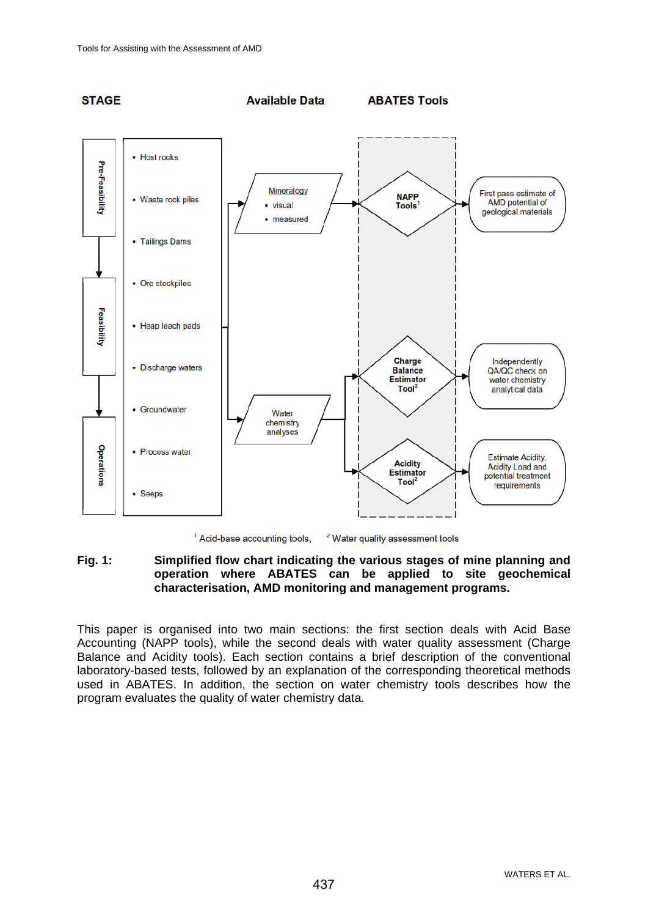**STAGE** | **Available Data** | **ABATES Tools**

Pre-Feasibility → Feasibility → Operations

- Host rocks
- Waste rock piles
- Tailings Dams
- Ore stockpiles
- Heap leach pads
- Discharge waters
- Groundwater
- Process water
- Seeps

Mineralogy
- visual
- measured

NAPP Tools[1] → First pass estimate of AMD potential of geological materials

Water chemistry analyses

Charge Balance Estimator Tool[2] → Independently QA/QC check on water chemistry analytical data

Acidity Estimator Tool[2] → Estimate Acidity, Acidity Load and potential treatment requirements

[1] Acid-base accounting tools, [2] Water quality assessment tools

**Fig. 1: Simplified flow chart indicating the various stages of mine planning and operation where ABATES can be applied to site geochemical characterisation, AMD monitoring and management programs.**

This paper is organised into two main sections: the first section deals with Acid Base Accounting (NAPP tools), while the second deals with water quality assessment (Charge Balance and Acidity tools). Each section contains a brief description of the conventional laboratory-based tests, followed by an explanation of the corresponding theoretical methods used in ABATES. In addition, the section on water chemistry tools describes how the program evaluates the quality of water chemistry data.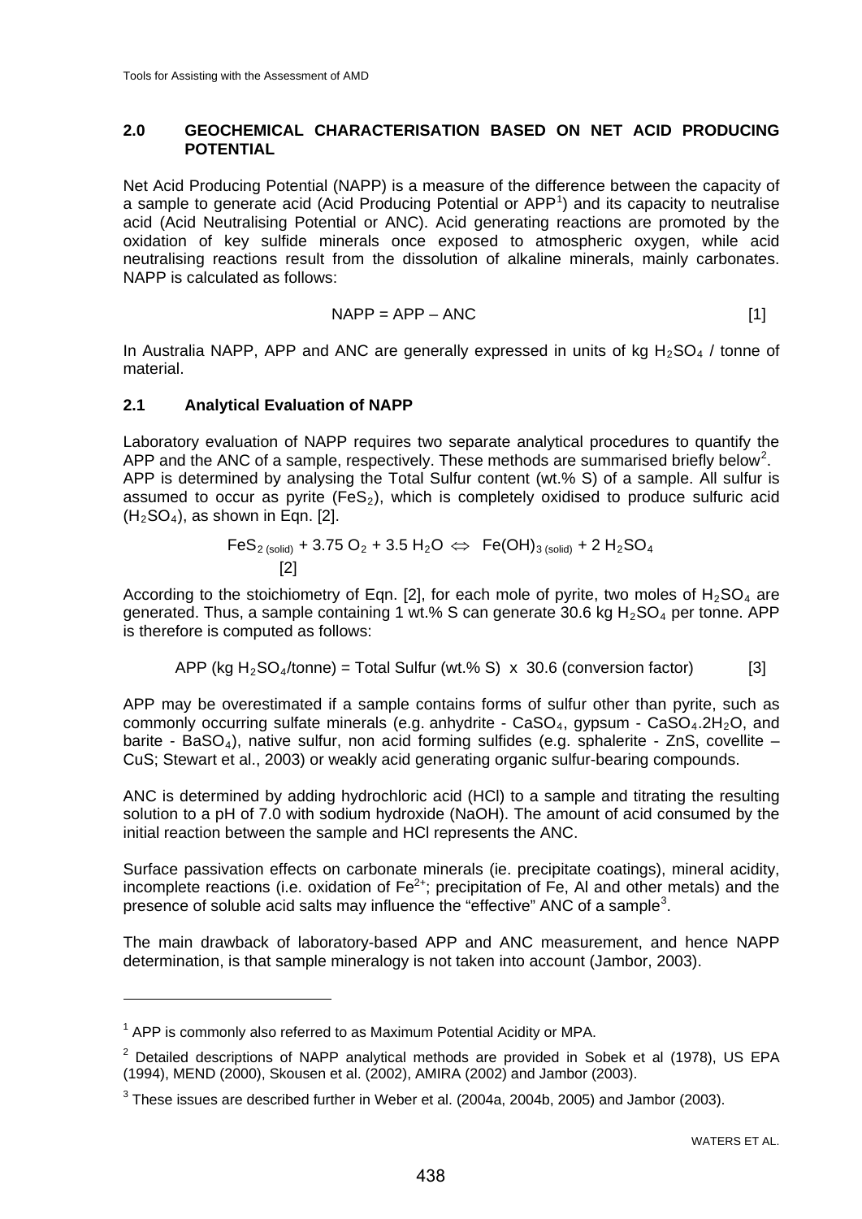## 2.0 GEOCHEMICAL CHARACTERISATION BASED ON NET ACID PRODUCING POTENTIAL

Net Acid Producing Potential (NAPP) is a measure of the difference between the capacity of a sample to generate acid (Acid Producing Potential or APP[1]) and its capacity to neutralise acid (Acid Neutralising Potential or ANC). Acid generating reactions are promoted by the oxidation of key sulfide minerals once exposed to atmospheric oxygen, while acid neutralising reactions result from the dissolution of alkaline minerals, mainly carbonates. NAPP is calculated as follows:

$$\text{NAPP} = \text{APP} - \text{ANC} \quad [1]$$

In Australia NAPP, APP and ANC are generally expressed in units of kg $H_2SO_4$ / tonne of material.

### 2.1 Analytical Evaluation of NAPP

Laboratory evaluation of NAPP requires two separate analytical procedures to quantify the APP and the ANC of a sample, respectively. These methods are summarised briefly below[2]. APP is determined by analysing the Total Sulfur content (wt.% S) of a sample. All sulfur is assumed to occur as pyrite ($FeS_2$), which is completely oxidised to produce sulfuric acid ($H_2SO_4$), as shown in Eqn. [2].

$$FeS_{2\,(solid)} + 3.75\,O_2 + 3.5\,H_2O \Leftrightarrow Fe(OH)_{3\,(solid)} + 2\,H_2SO_4 \quad [2]$$

According to the stoichiometry of Eqn. [2], for each mole of pyrite, two moles of $H_2SO_4$ are generated. Thus, a sample containing 1 wt.% S can generate 30.6 kg $H_2SO_4$ per tonne. APP is therefore is computed as follows:

$$\text{APP (kg } H_2SO_4\text{/tonne)} = \text{Total Sulfur (wt.\% S)} \times 30.6 \text{ (conversion factor)} \quad [3]$$

APP may be overestimated if a sample contains forms of sulfur other than pyrite, such as commonly occurring sulfate minerals (e.g. anhydrite - $CaSO_4$, gypsum - $CaSO_4.2H_2O$, and barite - $BaSO_4$), native sulfur, non acid forming sulfides (e.g. sphalerite - ZnS, covellite – CuS; Stewart et al., 2003) or weakly acid generating organic sulfur-bearing compounds.

ANC is determined by adding hydrochloric acid (HCl) to a sample and titrating the resulting solution to a pH of 7.0 with sodium hydroxide (NaOH). The amount of acid consumed by the initial reaction between the sample and HCl represents the ANC.

Surface passivation effects on carbonate minerals (ie. precipitate coatings), mineral acidity, incomplete reactions (i.e. oxidation of $Fe^{2+}$; precipitation of Fe, Al and other metals) and the presence of soluble acid salts may influence the "effective" ANC of a sample[3].

The main drawback of laboratory-based APP and ANC measurement, and hence NAPP determination, is that sample mineralogy is not taken into account (Jambor, 2003).

---

[1] APP is commonly also referred to as Maximum Potential Acidity or MPA.

[2] Detailed descriptions of NAPP analytical methods are provided in Sobek et al (1978), US EPA (1994), MEND (2000), Skousen et al. (2002), AMIRA (2002) and Jambor (2003).

[3] These issues are described further in Weber et al. (2004a, 2004b, 2005) and Jambor (2003).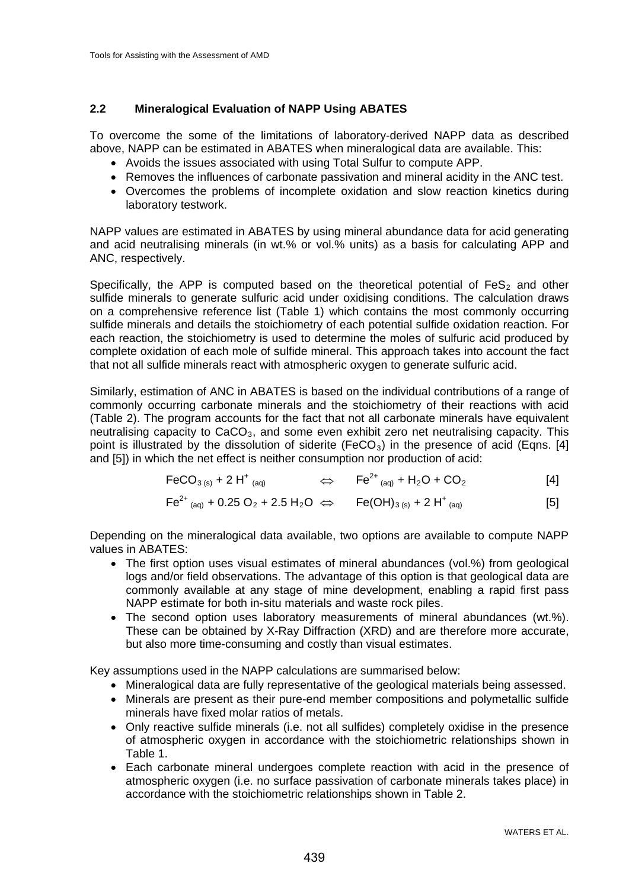## 2.2 Mineralogical Evaluation of NAPP Using ABATES

To overcome the some of the limitations of laboratory-derived NAPP data as described above, NAPP can be estimated in ABATES when mineralogical data are available. This:

- Avoids the issues associated with using Total Sulfur to compute APP.
- Removes the influences of carbonate passivation and mineral acidity in the ANC test.
- Overcomes the problems of incomplete oxidation and slow reaction kinetics during laboratory testwork.

NAPP values are estimated in ABATES by using mineral abundance data for acid generating and acid neutralising minerals (in wt.% or vol.% units) as a basis for calculating APP and ANC, respectively.

Specifically, the APP is computed based on the theoretical potential of $FeS_2$ and other sulfide minerals to generate sulfuric acid under oxidising conditions. The calculation draws on a comprehensive reference list (Table 1) which contains the most commonly occurring sulfide minerals and details the stoichiometry of each potential sulfide oxidation reaction. For each reaction, the stoichiometry is used to determine the moles of sulfuric acid produced by complete oxidation of each mole of sulfide mineral. This approach takes into account the fact that not all sulfide minerals react with atmospheric oxygen to generate sulfuric acid.

Similarly, estimation of ANC in ABATES is based on the individual contributions of a range of commonly occurring carbonate minerals and the stoichiometry of their reactions with acid (Table 2). The program accounts for the fact that not all carbonate minerals have equivalent neutralising capacity to $CaCO_3$, and some even exhibit zero net neutralising capacity. This point is illustrated by the dissolution of siderite ($FeCO_3$) in the presence of acid (Eqns. [4] and [5]) in which the net effect is neither consumption nor production of acid:

$$FeCO_{3\,(s)} + 2\,H^+_{(aq)} \Leftrightarrow Fe^{2+}_{(aq)} + H_2O + CO_2 \qquad [4]$$

$$Fe^{2+}_{(aq)} + 0.25\,O_2 + 2.5\,H_2O \Leftrightarrow Fe(OH)_{3\,(s)} + 2\,H^+_{(aq)} \qquad [5]$$

Depending on the mineralogical data available, two options are available to compute NAPP values in ABATES:

- The first option uses visual estimates of mineral abundances (vol.%) from geological logs and/or field observations. The advantage of this option is that geological data are commonly available at any stage of mine development, enabling a rapid first pass NAPP estimate for both in-situ materials and waste rock piles.
- The second option uses laboratory measurements of mineral abundances (wt.%). These can be obtained by X-Ray Diffraction (XRD) and are therefore more accurate, but also more time-consuming and costly than visual estimates.

Key assumptions used in the NAPP calculations are summarised below:

- Mineralogical data are fully representative of the geological materials being assessed.
- Minerals are present as their pure-end member compositions and polymetallic sulfide minerals have fixed molar ratios of metals.
- Only reactive sulfide minerals (i.e. not all sulfides) completely oxidise in the presence of atmospheric oxygen in accordance with the stoichiometric relationships shown in Table 1.
- Each carbonate mineral undergoes complete reaction with acid in the presence of atmospheric oxygen (i.e. no surface passivation of carbonate minerals takes place) in accordance with the stoichiometric relationships shown in Table 2.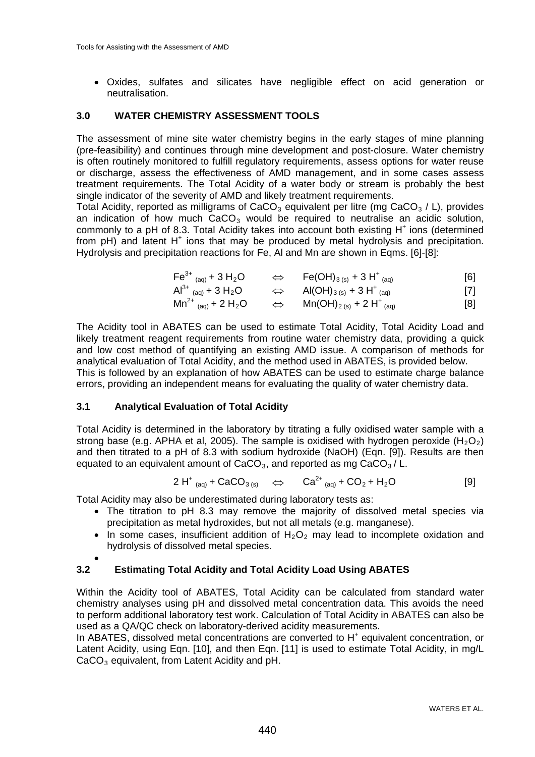- Oxides, sulfates and silicates have negligible effect on acid generation or neutralisation.

## 3.0 WATER CHEMISTRY ASSESSMENT TOOLS

The assessment of mine site water chemistry begins in the early stages of mine planning (pre-feasibility) and continues through mine development and post-closure. Water chemistry is often routinely monitored to fulfill regulatory requirements, assess options for water reuse or discharge, assess the effectiveness of AMD management, and in some cases assess treatment requirements. The Total Acidity of a water body or stream is probably the best single indicator of the severity of AMD and likely treatment requirements.

Total Acidity, reported as milligrams of $CaCO_3$ equivalent per litre (mg $CaCO_3$ / L), provides an indication of how much $CaCO_3$ would be required to neutralise an acidic solution, commonly to a pH of 8.3. Total Acidity takes into account both existing $H^+$ ions (determined from pH) and latent $H^+$ ions that may be produced by metal hydrolysis and precipitation. Hydrolysis and precipitation reactions for Fe, Al and Mn are shown in Eqms. [6]-[8]:

$$Fe^{3+}_{(aq)} + 3\,H_2O \iff Fe(OH)_{3\,(s)} + 3\,H^+_{(aq)} \quad [6]$$

$$Al^{3+}_{(aq)} + 3\,H_2O \iff Al(OH)_{3\,(s)} + 3\,H^+_{(aq)} \quad [7]$$

$$Mn^{2+}_{(aq)} + 2\,H_2O \iff Mn(OH)_{2\,(s)} + 2\,H^+_{(aq)} \quad [8]$$

The Acidity tool in ABATES can be used to estimate Total Acidity, Total Acidity Load and likely treatment reagent requirements from routine water chemistry data, providing a quick and low cost method of quantifying an existing AMD issue. A comparison of methods for analytical evaluation of Total Acidity, and the method used in ABATES, is provided below.

This is followed by an explanation of how ABATES can be used to estimate charge balance errors, providing an independent means for evaluating the quality of water chemistry data.

### 3.1 Analytical Evaluation of Total Acidity

Total Acidity is determined in the laboratory by titrating a fully oxidised water sample with a strong base (e.g. APHA et al, 2005). The sample is oxidised with hydrogen peroxide ($H_2O_2$) and then titrated to a pH of 8.3 with sodium hydroxide (NaOH) (Eqn. [9]). Results are then equated to an equivalent amount of $CaCO_3$, and reported as mg $CaCO_3$ / L.

$$2\,H^+_{(aq)} + CaCO_{3\,(s)} \iff Ca^{2+}_{(aq)} + CO_2 + H_2O \quad [9]$$

Total Acidity may also be underestimated during laboratory tests as:

- The titration to pH 8.3 may remove the majority of dissolved metal species via precipitation as metal hydroxides, but not all metals (e.g. manganese).
- In some cases, insufficient addition of $H_2O_2$ may lead to incomplete oxidation and hydrolysis of dissolved metal species.

### 3.2 Estimating Total Acidity and Total Acidity Load Using ABATES

Within the Acidity tool of ABATES, Total Acidity can be calculated from standard water chemistry analyses using pH and dissolved metal concentration data. This avoids the need to perform additional laboratory test work. Calculation of Total Acidity in ABATES can also be used as a QA/QC check on laboratory-derived acidity measurements.

In ABATES, dissolved metal concentrations are converted to $H^+$ equivalent concentration, or Latent Acidity, using Eqn. [10], and then Eqn. [11] is used to estimate Total Acidity, in mg/L $CaCO_3$ equivalent, from Latent Acidity and pH.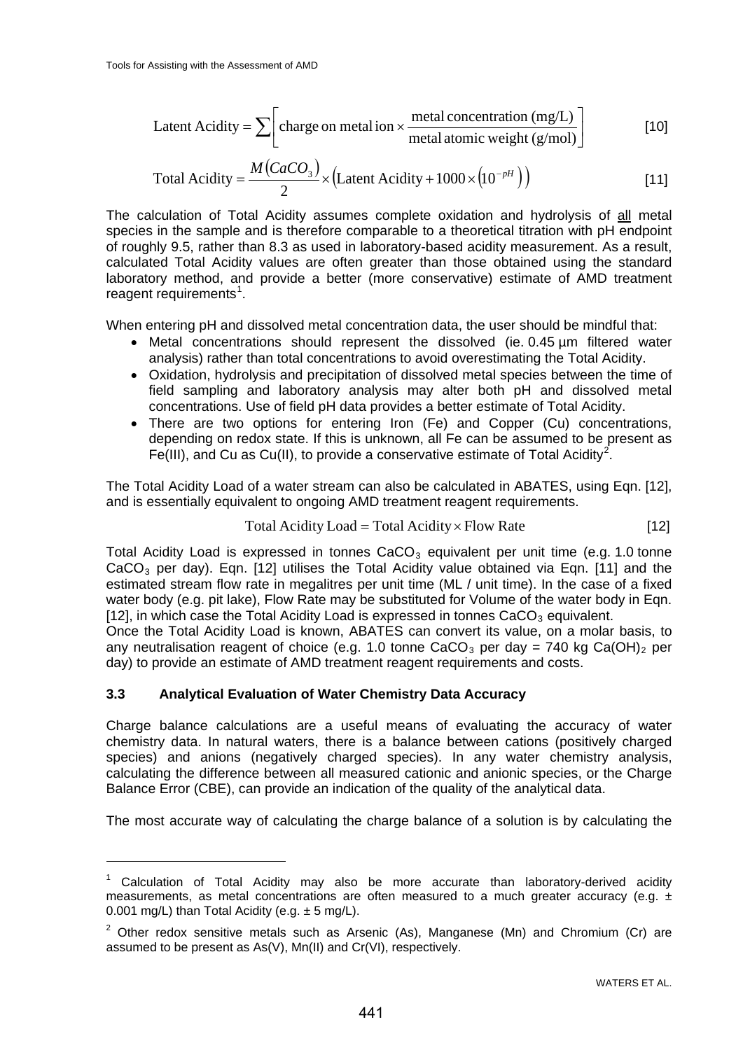$$\text{Latent Acidity} = \sum \left[ \text{charge on metal ion} \times \frac{\text{metal concentration (mg/L)}}{\text{metal atomic weight (g/mol)}} \right] \quad [10]$$

$$\text{Total Acidity} = \frac{M(CaCO_3)}{2} \times \left( \text{Latent Acidity} + 1000 \times \left(10^{-pH}\right) \right) \quad [11]$$

The calculation of Total Acidity assumes complete oxidation and hydrolysis of all metal species in the sample and is therefore comparable to a theoretical titration with pH endpoint of roughly 9.5, rather than 8.3 as used in laboratory-based acidity measurement. As a result, calculated Total Acidity values are often greater than those obtained using the standard laboratory method, and provide a better (more conservative) estimate of AMD treatment reagent requirements[1].

When entering pH and dissolved metal concentration data, the user should be mindful that:

- Metal concentrations should represent the dissolved (ie. 0.45 µm filtered water analysis) rather than total concentrations to avoid overestimating the Total Acidity.
- Oxidation, hydrolysis and precipitation of dissolved metal species between the time of field sampling and laboratory analysis may alter both pH and dissolved metal concentrations. Use of field pH data provides a better estimate of Total Acidity.
- There are two options for entering Iron (Fe) and Copper (Cu) concentrations, depending on redox state. If this is unknown, all Fe can be assumed to be present as Fe(III), and Cu as Cu(II), to provide a conservative estimate of Total Acidity[2].

The Total Acidity Load of a water stream can also be calculated in ABATES, using Eqn. [12], and is essentially equivalent to ongoing AMD treatment reagent requirements.

$$\text{Total Acidity Load} = \text{Total Acidity} \times \text{Flow Rate} \quad [12]$$

Total Acidity Load is expressed in tonnes $CaCO_3$ equivalent per unit time (e.g. 1.0 tonne $CaCO_3$ per day). Eqn. [12] utilises the Total Acidity value obtained via Eqn. [11] and the estimated stream flow rate in megalitres per unit time (ML / unit time). In the case of a fixed water body (e.g. pit lake), Flow Rate may be substituted for Volume of the water body in Eqn. [12], in which case the Total Acidity Load is expressed in tonnes $CaCO_3$ equivalent.

Once the Total Acidity Load is known, ABATES can convert its value, on a molar basis, to any neutralisation reagent of choice (e.g. 1.0 tonne $CaCO_3$ per day = 740 kg $Ca(OH)_2$ per day) to provide an estimate of AMD treatment reagent requirements and costs.

### 3.3 Analytical Evaluation of Water Chemistry Data Accuracy

Charge balance calculations are a useful means of evaluating the accuracy of water chemistry data. In natural waters, there is a balance between cations (positively charged species) and anions (negatively charged species). In any water chemistry analysis, calculating the difference between all measured cationic and anionic species, or the Charge Balance Error (CBE), can provide an indication of the quality of the analytical data.

The most accurate way of calculating the charge balance of a solution is by calculating the

---

[1] Calculation of Total Acidity may also be more accurate than laboratory-derived acidity measurements, as metal concentrations are often measured to a much greater accuracy (e.g. ± 0.001 mg/L) than Total Acidity (e.g. ± 5 mg/L).

[2] Other redox sensitive metals such as Arsenic (As), Manganese (Mn) and Chromium (Cr) are assumed to be present as As(V), Mn(II) and Cr(VI), respectively.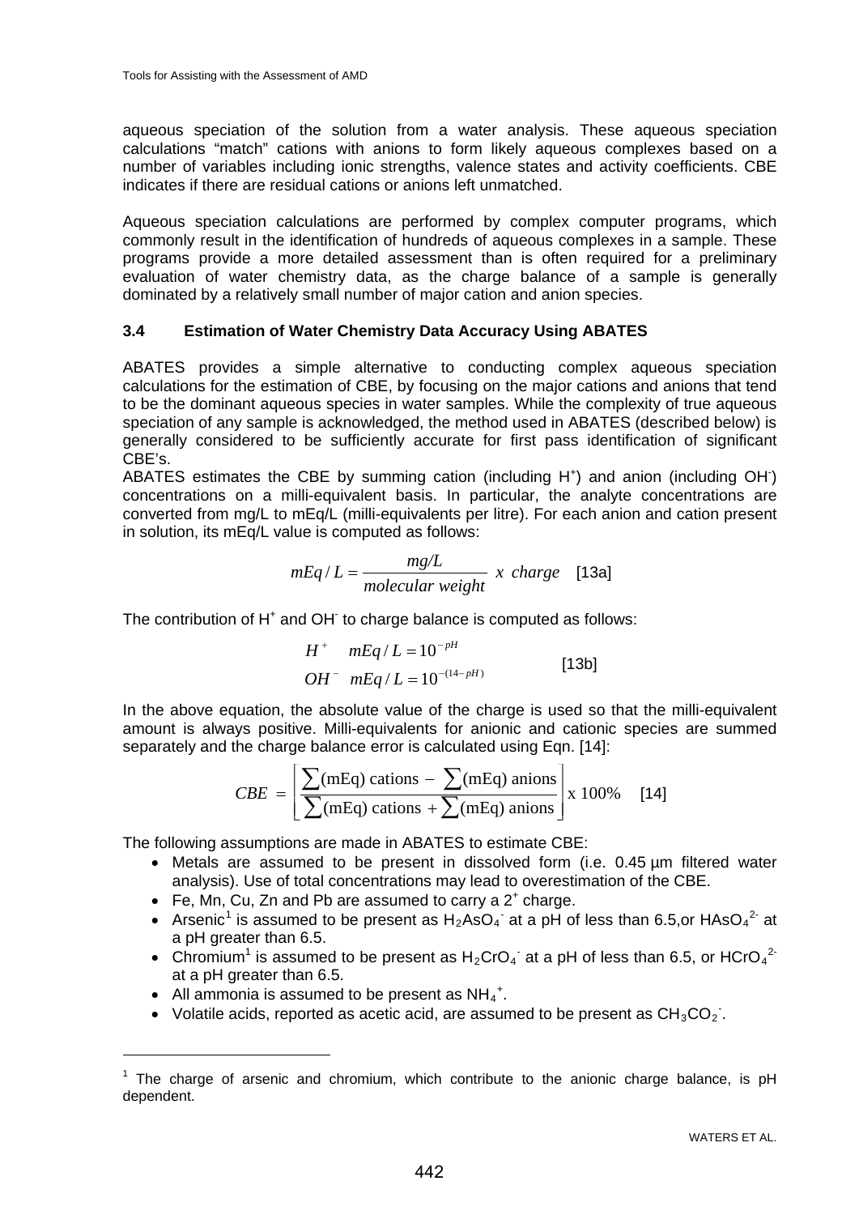aqueous speciation of the solution from a water analysis. These aqueous speciation calculations "match" cations with anions to form likely aqueous complexes based on a number of variables including ionic strengths, valence states and activity coefficients. CBE indicates if there are residual cations or anions left unmatched.

Aqueous speciation calculations are performed by complex computer programs, which commonly result in the identification of hundreds of aqueous complexes in a sample. These programs provide a more detailed assessment than is often required for a preliminary evaluation of water chemistry data, as the charge balance of a sample is generally dominated by a relatively small number of major cation and anion species.

### 3.4 Estimation of Water Chemistry Data Accuracy Using ABATES

ABATES provides a simple alternative to conducting complex aqueous speciation calculations for the estimation of CBE, by focusing on the major cations and anions that tend to be the dominant aqueous species in water samples. While the complexity of true aqueous speciation of any sample is acknowledged, the method used in ABATES (described below) is generally considered to be sufficiently accurate for first pass identification of significant CBE's.

ABATES estimates the CBE by summing cation (including $H^+$) and anion (including $OH^-$) concentrations on a milli-equivalent basis. In particular, the analyte concentrations are converted from mg/L to mEq/L (milli-equivalents per litre). For each anion and cation present in solution, its mEq/L value is computed as follows:

$$mEq/L = \frac{mg/L}{molecular\ weight}\ x\ charge \quad [13a]$$

The contribution of $H^+$ and $OH^-$ to charge balance is computed as follows:

$$\begin{aligned} &H^+ \quad mEq/L = 10^{-pH} \\ &OH^- \quad mEq/L = 10^{-(14-pH)} \end{aligned} \quad [13b]$$

In the above equation, the absolute value of the charge is used so that the milli-equivalent amount is always positive. Milli-equivalents for anionic and cationic species are summed separately and the charge balance error is calculated using Eqn. [14]:

$$CBE = \left[ \frac{\sum(\text{mEq) cations} - \sum(\text{mEq) anions}}{\sum(\text{mEq) cations} + \sum(\text{mEq) anions}} \right] \text{x } 100\% \quad [14]$$

The following assumptions are made in ABATES to estimate CBE:

- Metals are assumed to be present in dissolved form (i.e. 0.45 µm filtered water analysis). Use of total concentrations may lead to overestimation of the CBE.
- Fe, Mn, Cu, Zn and Pb are assumed to carry a $2^+$ charge.
- Arsenic[1] is assumed to be present as $H_2AsO_4^-$ at a pH of less than 6.5,or $HAsO_4^{2-}$ at a pH greater than 6.5.
- Chromium[1] is assumed to be present as $H_2CrO_4^-$ at a pH of less than 6.5, or $HCrO_4^{2-}$ at a pH greater than 6.5.
- All ammonia is assumed to be present as $NH_4^+$.
- Volatile acids, reported as acetic acid, are assumed to be present as $CH_3CO_2^-$.

---

[1] The charge of arsenic and chromium, which contribute to the anionic charge balance, is pH dependent.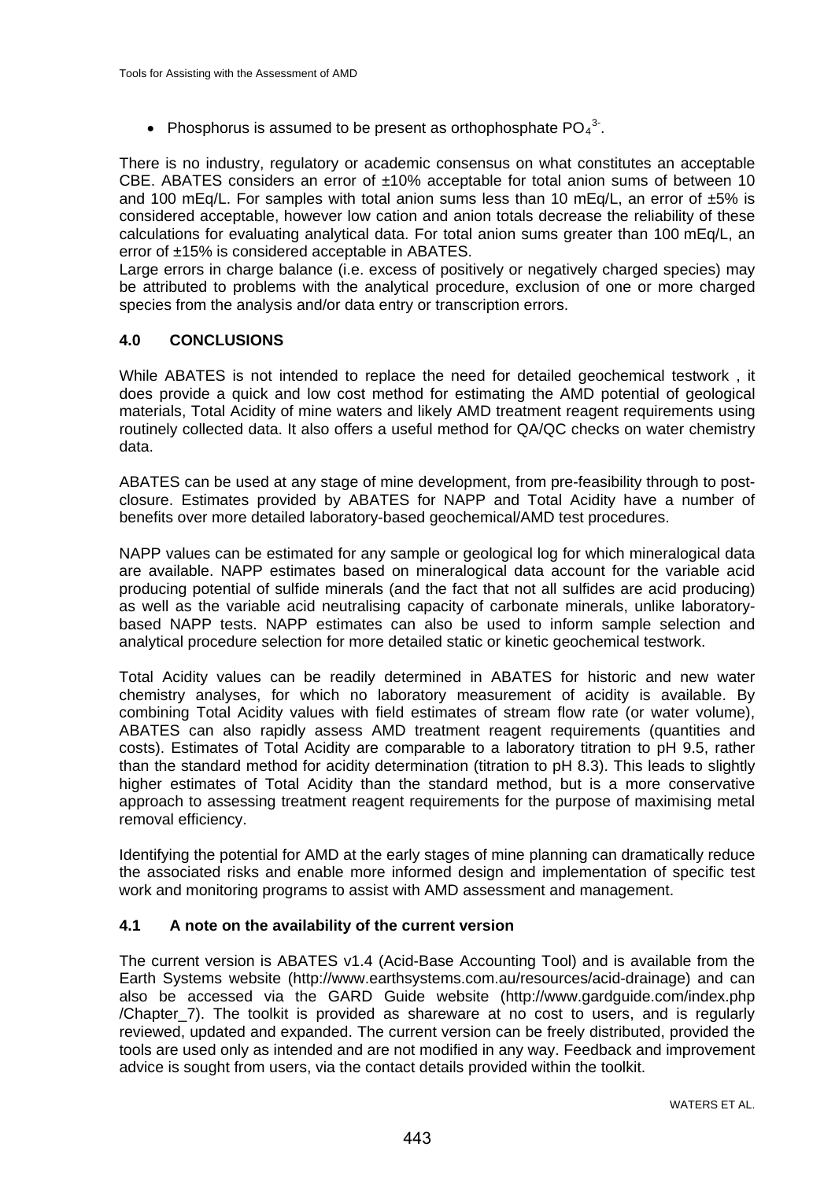- Phosphorus is assumed to be present as orthophosphate $PO_4^{3-}$.

There is no industry, regulatory or academic consensus on what constitutes an acceptable CBE. ABATES considers an error of ±10% acceptable for total anion sums of between 10 and 100 mEq/L. For samples with total anion sums less than 10 mEq/L, an error of ±5% is considered acceptable, however low cation and anion totals decrease the reliability of these calculations for evaluating analytical data. For total anion sums greater than 100 mEq/L, an error of ±15% is considered acceptable in ABATES.

Large errors in charge balance (i.e. excess of positively or negatively charged species) may be attributed to problems with the analytical procedure, exclusion of one or more charged species from the analysis and/or data entry or transcription errors.

## 4.0 CONCLUSIONS

While ABATES is not intended to replace the need for detailed geochemical testwork , it does provide a quick and low cost method for estimating the AMD potential of geological materials, Total Acidity of mine waters and likely AMD treatment reagent requirements using routinely collected data. It also offers a useful method for QA/QC checks on water chemistry data.

ABATES can be used at any stage of mine development, from pre-feasibility through to post-closure. Estimates provided by ABATES for NAPP and Total Acidity have a number of benefits over more detailed laboratory-based geochemical/AMD test procedures.

NAPP values can be estimated for any sample or geological log for which mineralogical data are available. NAPP estimates based on mineralogical data account for the variable acid producing potential of sulfide minerals (and the fact that not all sulfides are acid producing) as well as the variable acid neutralising capacity of carbonate minerals, unlike laboratory-based NAPP tests. NAPP estimates can also be used to inform sample selection and analytical procedure selection for more detailed static or kinetic geochemical testwork.

Total Acidity values can be readily determined in ABATES for historic and new water chemistry analyses, for which no laboratory measurement of acidity is available. By combining Total Acidity values with field estimates of stream flow rate (or water volume), ABATES can also rapidly assess AMD treatment reagent requirements (quantities and costs). Estimates of Total Acidity are comparable to a laboratory titration to pH 9.5, rather than the standard method for acidity determination (titration to pH 8.3). This leads to slightly higher estimates of Total Acidity than the standard method, but is a more conservative approach to assessing treatment reagent requirements for the purpose of maximising metal removal efficiency.

Identifying the potential for AMD at the early stages of mine planning can dramatically reduce the associated risks and enable more informed design and implementation of specific test work and monitoring programs to assist with AMD assessment and management.

### 4.1 A note on the availability of the current version

The current version is ABATES v1.4 (Acid-Base Accounting Tool) and is available from the Earth Systems website (http://www.earthsystems.com.au/resources/acid-drainage) and can also be accessed via the GARD Guide website (http://www.gardguide.com/index.php/Chapter_7). The toolkit is provided as shareware at no cost to users, and is regularly reviewed, updated and expanded. The current version can be freely distributed, provided the tools are used only as intended and are not modified in any way. Feedback and improvement advice is sought from users, via the contact details provided within the toolkit.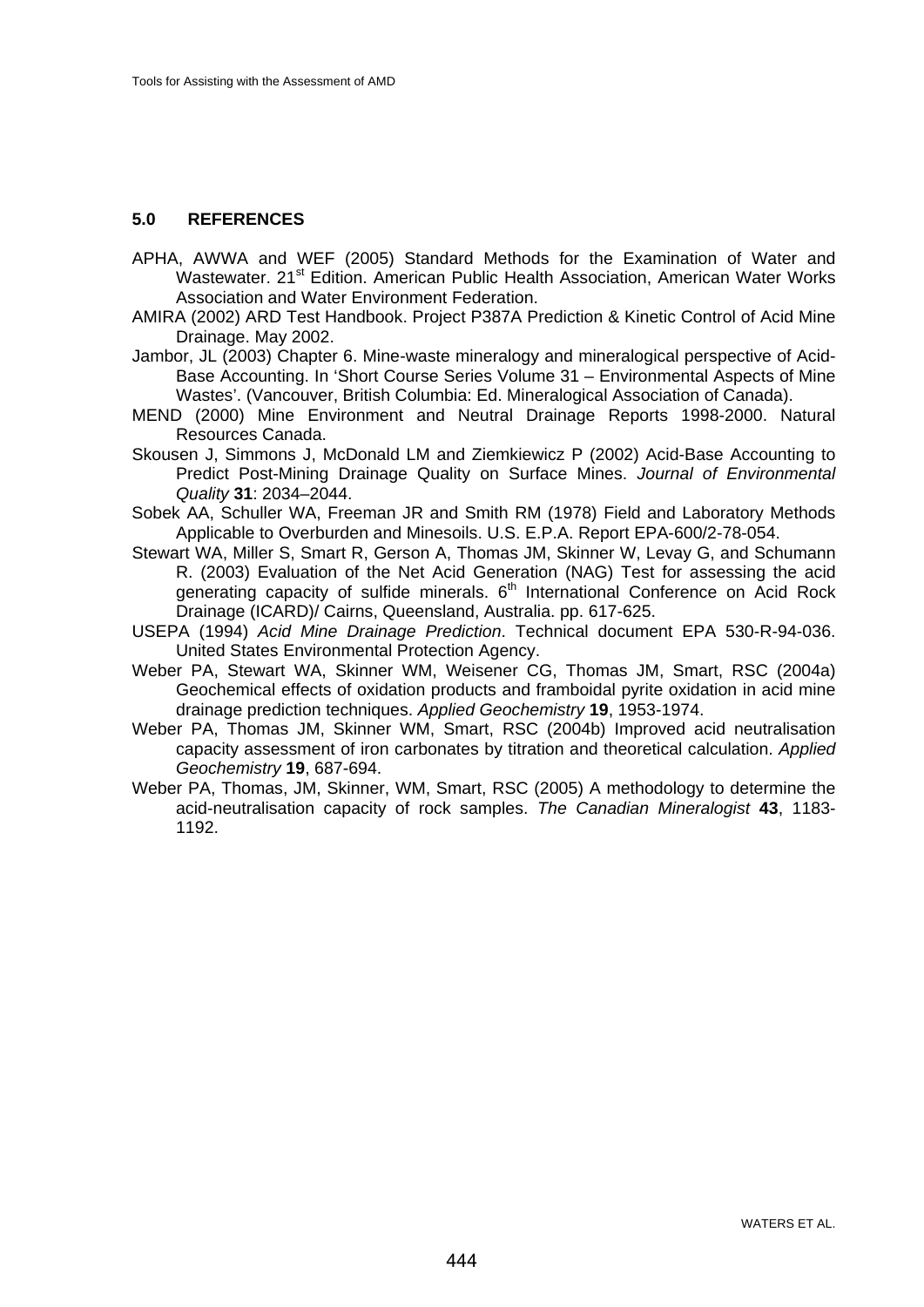## 5.0 REFERENCES

APHA, AWWA and WEF (2005) Standard Methods for the Examination of Water and Wastewater. 21st Edition. American Public Health Association, American Water Works Association and Water Environment Federation.

AMIRA (2002) ARD Test Handbook. Project P387A Prediction & Kinetic Control of Acid Mine Drainage. May 2002.

Jambor, JL (2003) Chapter 6. Mine-waste mineralogy and mineralogical perspective of Acid-Base Accounting. In 'Short Course Series Volume 31 – Environmental Aspects of Mine Wastes'. (Vancouver, British Columbia: Ed. Mineralogical Association of Canada).

MEND (2000) Mine Environment and Neutral Drainage Reports 1998-2000. Natural Resources Canada.

Skousen J, Simmons J, McDonald LM and Ziemkiewicz P (2002) Acid-Base Accounting to Predict Post-Mining Drainage Quality on Surface Mines. *Journal of Environmental Quality* **31**: 2034–2044.

Sobek AA, Schuller WA, Freeman JR and Smith RM (1978) Field and Laboratory Methods Applicable to Overburden and Minesoils. U.S. E.P.A. Report EPA-600/2-78-054.

Stewart WA, Miller S, Smart R, Gerson A, Thomas JM, Skinner W, Levay G, and Schumann R. (2003) Evaluation of the Net Acid Generation (NAG) Test for assessing the acid generating capacity of sulfide minerals. 6th International Conference on Acid Rock Drainage (ICARD)/ Cairns, Queensland, Australia. pp. 617-625.

USEPA (1994) *Acid Mine Drainage Prediction*. Technical document EPA 530-R-94-036. United States Environmental Protection Agency.

Weber PA, Stewart WA, Skinner WM, Weisener CG, Thomas JM, Smart, RSC (2004a) Geochemical effects of oxidation products and framboidal pyrite oxidation in acid mine drainage prediction techniques. *Applied Geochemistry* **19**, 1953-1974.

Weber PA, Thomas JM, Skinner WM, Smart, RSC (2004b) Improved acid neutralisation capacity assessment of iron carbonates by titration and theoretical calculation. *Applied Geochemistry* **19**, 687-694.

Weber PA, Thomas, JM, Skinner, WM, Smart, RSC (2005) A methodology to determine the acid-neutralisation capacity of rock samples. *The Canadian Mineralogist* **43**, 1183-1192.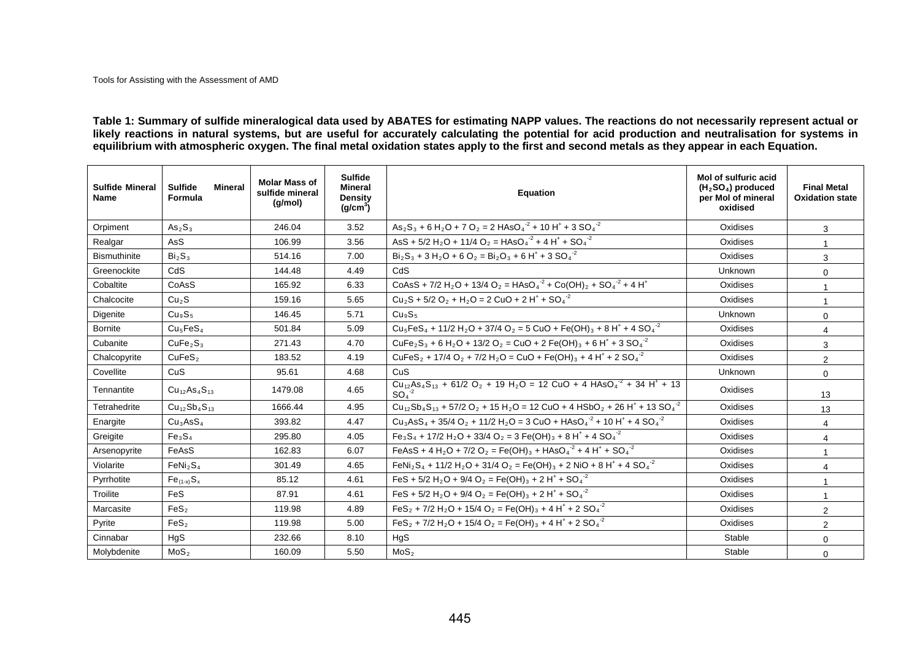**Table 1: Summary of sulfide mineralogical data used by ABATES for estimating NAPP values. The reactions do not necessarily represent actual or likely reactions in natural systems, but are useful for accurately calculating the potential for acid production and neutralisation for systems in equilibrium with atmospheric oxygen. The final metal oxidation states apply to the first and second metals as they appear in each Equation.**

| Sulfide Mineral Name | Sulfide Mineral Formula | Molar Mass of sulfide mineral (g/mol) | Sulfide Mineral Density (g/cm$^3$) | Equation | Mol of sulfuric acid ($H_2SO_4$) produced per Mol of mineral oxidised | Final Metal Oxidation state |
|---|---|---|---|---|---|---|
| Orpiment | $As_2S_3$ | 246.04 | 3.52 | $As_2S_3 + 6\ H_2O + 7\ O_2 = 2\ HAsO_4^{-2} + 10\ H^+ + 3\ SO_4^{-2}$ | Oxidises | 3 |
| Realgar | AsS | 106.99 | 3.56 | $AsS + 5/2\ H_2O + 11/4\ O_2 = HAsO_4^{-2} + 4\ H^+ + SO_4^{-2}$ | Oxidises | 1 |
| Bismuthinite | $Bi_2S_3$ | 514.16 | 7.00 | $Bi_2S_3 + 3\ H_2O + 6\ O_2 = Bi_2O_3 + 6\ H^+ + 3\ SO_4^{-2}$ | Oxidises | 3 |
| Greenockite | CdS | 144.48 | 4.49 | CdS | Unknown | 0 |
| Cobaltite | CoAsS | 165.92 | 6.33 | $CoAsS + 7/2\ H_2O + 13/4\ O_2 = HAsO_4^{-2} + Co(OH)_2 + SO_4^{-2} + 4\ H^+$ | Oxidises | 1 |
| Chalcocite | $Cu_2S$ | 159.16 | 5.65 | $Cu_2S + 5/2\ O_2 + H_2O = 2\ CuO + 2\ H^+ + SO_4^{-2}$ | Oxidises | 1 |
| Digenite | $Cu_9S_5$ | 146.45 | 5.71 | $Cu_9S_5$ | Unknown | 0 |
| Bornite | $Cu_5FeS_4$ | 501.84 | 5.09 | $Cu_5FeS_4 + 11/2\ H_2O + 37/4\ O_2 = 5\ CuO + Fe(OH)_3 + 8\ H^+ + 4\ SO_4^{-2}$ | Oxidises | 4 |
| Cubanite | $CuFe_2S_3$ | 271.43 | 4.70 | $CuFe_2S_3 + 6\ H_2O + 13/2\ O_2 = CuO + 2\ Fe(OH)_3 + 6\ H^+ + 3\ SO_4^{-2}$ | Oxidises | 3 |
| Chalcopyrite | $CuFeS_2$ | 183.52 | 4.19 | $CuFeS_2 + 17/4\ O_2 + 7/2\ H_2O = CuO + Fe(OH)_3 + 4\ H^+ + 2\ SO_4^{-2}$ | Oxidises | 2 |
| Covellite | CuS | 95.61 | 4.68 | CuS | Unknown | 0 |
| Tennantite | $Cu_{12}As_4S_{13}$ | 1479.08 | 4.65 | $Cu_{12}As_4S_{13} + 61/2\ O_2 + 19\ H_2O = 12\ CuO + 4\ HAsO_4^{-2} + 34\ H^+ + 13\ SO_4^{-2}$ | Oxidises | 13 |
| Tetrahedrite | $Cu_{12}Sb_4S_{13}$ | 1666.44 | 4.95 | $Cu_{12}Sb_4S_{13} + 57/2\ O_2 + 15\ H_2O = 12\ CuO + 4\ HSbO_2 + 26\ H^+ + 13\ SO_4^{-2}$ | Oxidises | 13 |
| Enargite | $Cu_3AsS_4$ | 393.82 | 4.47 | $Cu_3AsS_4 + 35/4\ O_2 + 11/2\ H_2O = 3\ CuO + HAsO_4^{-2} + 10\ H^+ + 4\ SO_4^{-2}$ | Oxidises | 4 |
| Greigite | $Fe_3S_4$ | 295.80 | 4.05 | $Fe_3S_4 + 17/2\ H_2O + 33/4\ O_2 = 3\ Fe(OH)_3 + 8\ H^+ + 4\ SO_4^{-2}$ | Oxidises | 4 |
| Arsenopyrite | FeAsS | 162.83 | 6.07 | $FeAsS + 4\ H_2O + 7/2\ O_2 = Fe(OH)_3 + HAsO_4^{-2} + 4\ H^+ + SO_4^{-2}$ | Oxidises | 1 |
| Violarite | $FeNi_2S_4$ | 301.49 | 4.65 | $FeNi_2S_4 + 11/2\ H_2O + 31/4\ O_2 = Fe(OH)_3 + 2\ NiO + 8\ H^+ + 4\ SO_4^{-2}$ | Oxidises | 4 |
| Pyrrhotite | $Fe_{(1-x)}S_x$ | 85.12 | 4.61 | $FeS + 5/2\ H_2O + 9/4\ O_2 = Fe(OH)_3 + 2\ H^+ + SO_4^{-2}$ | Oxidises | 1 |
| Troilite | FeS | 87.91 | 4.61 | $FeS + 5/2\ H_2O + 9/4\ O_2 = Fe(OH)_3 + 2\ H^+ + SO_4^{-2}$ | Oxidises | 1 |
| Marcasite | $FeS_2$ | 119.98 | 4.89 | $FeS_2 + 7/2\ H_2O + 15/4\ O_2 = Fe(OH)_3 + 4\ H^+ + 2\ SO_4^{-2}$ | Oxidises | 2 |
| Pyrite | $FeS_2$ | 119.98 | 5.00 | $FeS_2 + 7/2\ H_2O + 15/4\ O_2 = Fe(OH)_3 + 4\ H^+ + 2\ SO_4^{-2}$ | Oxidises | 2 |
| Cinnabar | HgS | 232.66 | 8.10 | HgS | Stable | 0 |
| Molybdenite | $MoS_2$ | 160.09 | 5.50 | $MoS_2$ | Stable | 0 |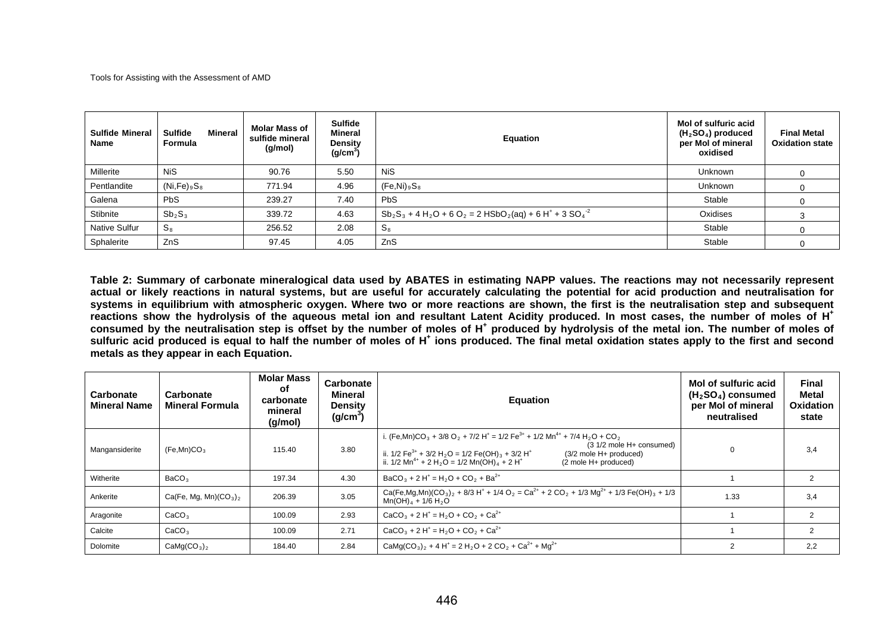| Sulfide Mineral Name | Sulfide Mineral Formula | Molar Mass of sulfide mineral (g/mol) | Sulfide Mineral Density ($g/cm^3$) | Equation | Mol of sulfuric acid ($H_2SO_4$) produced per Mol of mineral oxidised | Final Metal Oxidation state |
|---|---|---|---|---|---|---|
| Millerite | $NiS$ | 90.76 | 5.50 | $NiS$ | Unknown | 0 |
| Pentlandite | $(Ni,Fe)_9S_8$ | 771.94 | 4.96 | $(Fe,Ni)_9S_8$ | Unknown | 0 |
| Galena | $PbS$ | 239.27 | 7.40 | $PbS$ | Stable | 0 |
| Stibnite | $Sb_2S_3$ | 339.72 | 4.63 | $Sb_2S_3 + 4\,H_2O + 6\,O_2 = 2\,HSbO_2(aq) + 6\,H^+ + 3\,SO_4^{-2}$ | Oxidises | 3 |
| Native Sulfur | $S_8$ | 256.52 | 2.08 | $S_8$ | Stable | 0 |
| Sphalerite | $ZnS$ | 97.45 | 4.05 | $ZnS$ | Stable | 0 |

**Table 2: Summary of carbonate mineralogical data used by ABATES in estimating NAPP values. The reactions may not necessarily represent actual or likely reactions in natural systems, but are useful for accurately calculating the potential for acid production and neutralisation for systems in equilibrium with atmospheric oxygen. Where two or more reactions are shown, the first is the neutralisation step and subsequent reactions show the hydrolysis of the aqueous metal ion and resultant Latent Acidity produced. In most cases, the number of moles of $H^+$ consumed by the neutralisation step is offset by the number of moles of $H^+$ produced by hydrolysis of the metal ion. The number of moles of sulfuric acid produced is equal to half the number of moles of $H^+$ ions produced. The final metal oxidation states apply to the first and second metals as they appear in each Equation.**

| Carbonate Mineral Name | Carbonate Mineral Formula | Molar Mass of carbonate mineral (g/mol) | Carbonate Mineral Density ($g/cm^3$) | Equation | Mol of sulfuric acid ($H_2SO_4$) consumed per Mol of mineral neutralised | Final Metal Oxidation state |
|---|---|---|---|---|---|---|
| Mangansiderite | $(Fe,Mn)CO_3$ | 115.40 | 3.80 | i. $(Fe,Mn)CO_3 + 3/8\,O_2 + 7/2\,H^+ = 1/2\,Fe^{3+} + 1/2\,Mn^{4+} + 7/4\,H_2O + CO_2$ (3 1/2 mole H+ consumed)<br>ii. $1/2\,Fe^{3+} + 3/2\,H_2O = 1/2\,Fe(OH)_3 + 3/2\,H^+$ (3/2 mole H+ produced)<br>ii. $1/2\,Mn^{4+} + 2\,H_2O = 1/2\,Mn(OH)_4 + 2\,H^+$ (2 mole H+ produced) | 0 | 3,4 |
| Witherite | $BaCO_3$ | 197.34 | 4.30 | $BaCO_3 + 2\,H^+ = H_2O + CO_2 + Ba^{2+}$ | 1 | 2 |
| Ankerite | $Ca(Fe, Mg, Mn)(CO_3)_2$ | 206.39 | 3.05 | $Ca(Fe,Mg,Mn)(CO_3)_2 + 8/3\,H^+ + 1/4\,O_2 = Ca^{2+} + 2\,CO_2 + 1/3\,Mg^{2+} + 1/3\,Fe(OH)_3 + 1/3\,Mn(OH)_4 + 1/6\,H_2O$ | 1.33 | 3,4 |
| Aragonite | $CaCO_3$ | 100.09 | 2.93 | $CaCO_3 + 2\,H^+ = H_2O + CO_2 + Ca^{2+}$ | 1 | 2 |
| Calcite | $CaCO_3$ | 100.09 | 2.71 | $CaCO_3 + 2\,H^+ = H_2O + CO_2 + Ca^{2+}$ | 1 | 2 |
| Dolomite | $CaMg(CO_3)_2$ | 184.40 | 2.84 | $CaMg(CO_3)_2 + 4\,H^+ = 2\,H_2O + 2\,CO_2 + Ca^{2+} + Mg^{2+}$ | 2 | 2,2 |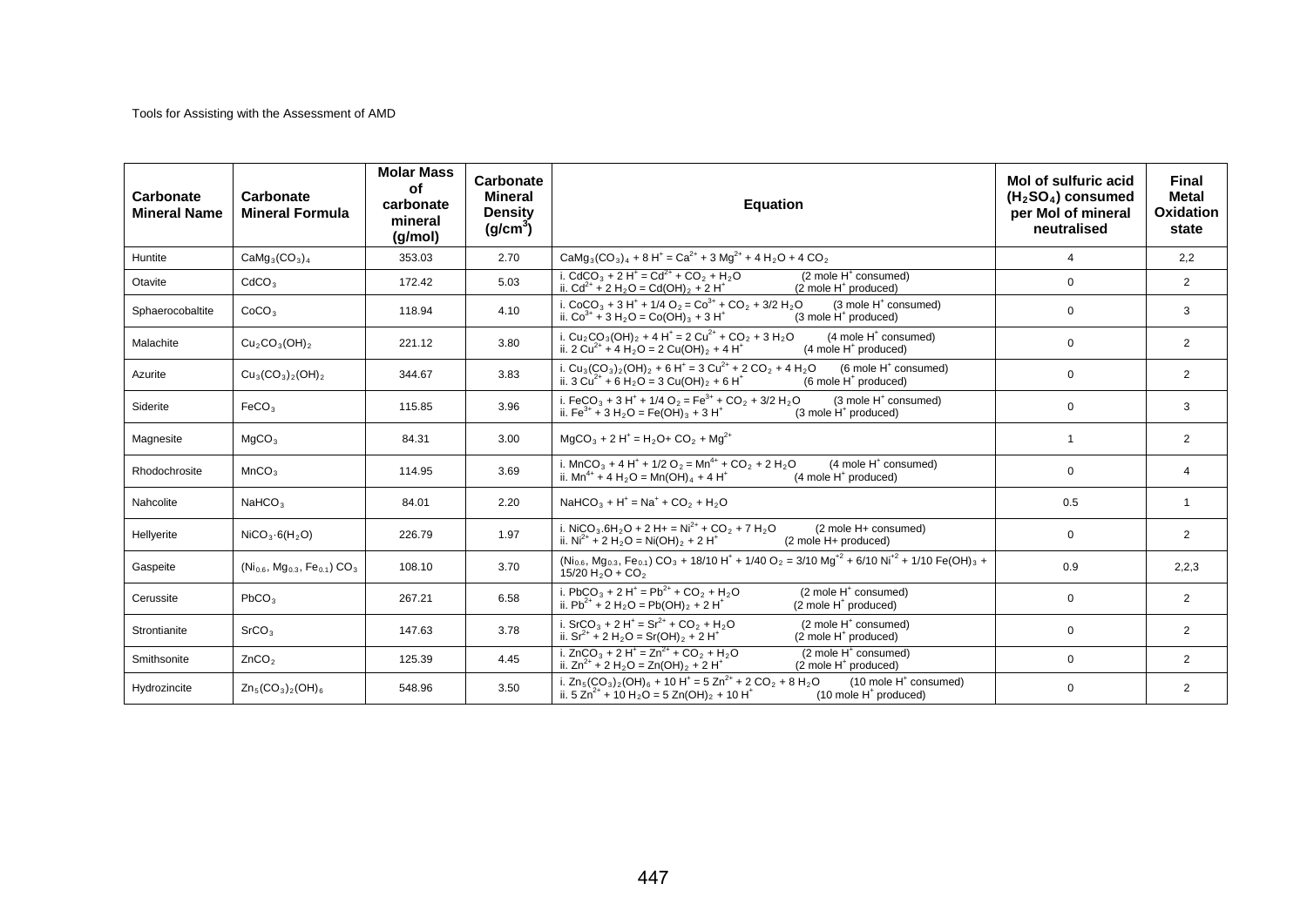| Carbonate Mineral Name | Carbonate Mineral Formula | Molar Mass of carbonate mineral (g/mol) | Carbonate Mineral Density ($g/cm^3$) | Equation | Mol of sulfuric acid ($H_2SO_4$) consumed per Mol of mineral neutralised | Final Metal Oxidation state |
|---|---|---|---|---|---|---|
| Huntite | $CaMg_3(CO_3)_4$ | 353.03 | 2.70 | $CaMg_3(CO_3)_4 + 8\,H^+ = Ca^{2+} + 3\,Mg^{2+} + 4\,H_2O + 4\,CO_2$ | 4 | 2,2 |
| Otavite | $CdCO_3$ | 172.42 | 5.03 | i. $CdCO_3 + 2\,H^+ = Cd^{2+} + CO_2 + H_2O$ (2 mole $H^+$ consumed)<br>ii. $Cd^{2+} + 2\,H_2O = Cd(OH)_2 + 2\,H^+$ (2 mole $H^+$ produced) | 0 | 2 |
| Sphaerocobaltite | $CoCO_3$ | 118.94 | 4.10 | i. $CoCO_3 + 3\,H^+ + 1/4\,O_2 = Co^{3+} + CO_2 + 3/2\,H_2O$ (3 mole $H^+$ consumed)<br>ii. $Co^{3+} + 3\,H_2O = Co(OH)_3 + 3\,H^+$ (3 mole $H^+$ produced) | 0 | 3 |
| Malachite | $Cu_2CO_3(OH)_2$ | 221.12 | 3.80 | i. $Cu_2CO_3(OH)_2 + 4\,H^+ = 2\,Cu^{2+} + CO_2 + 3\,H_2O$ (4 mole $H^+$ consumed)<br>ii. $2\,Cu^{2+} + 4\,H_2O = 2\,Cu(OH)_2 + 4\,H^+$ (4 mole $H^+$ produced) | 0 | 2 |
| Azurite | $Cu_3(CO_3)_2(OH)_2$ | 344.67 | 3.83 | i. $Cu_3(CO_3)_2(OH)_2 + 6\,H^+ = 3\,Cu^{2+} + 2\,CO_2 + 4\,H_2O$ (6 mole $H^+$ consumed)<br>ii. $3\,Cu^{2+} + 6\,H_2O = 3\,Cu(OH)_2 + 6\,H^+$ (6 mole $H^+$ produced) | 0 | 2 |
| Siderite | $FeCO_3$ | 115.85 | 3.96 | i. $FeCO_3 + 3\,H^+ + 1/4\,O_2 = Fe^{3+} + CO_2 + 3/2\,H_2O$ (3 mole $H^+$ consumed)<br>ii. $Fe^{3+} + 3\,H_2O = Fe(OH)_3 + 3\,H^+$ (3 mole $H^+$ produced) | 0 | 3 |
| Magnesite | $MgCO_3$ | 84.31 | 3.00 | $MgCO_3 + 2\,H^+ = H_2O + CO_2 + Mg^{2+}$ | 1 | 2 |
| Rhodochrosite | $MnCO_3$ | 114.95 | 3.69 | i. $MnCO_3 + 4\,H^+ + 1/2\,O_2 = Mn^{4+} + CO_2 + 2\,H_2O$ (4 mole $H^+$ consumed)<br>ii. $Mn^{4+} + 4\,H_2O = Mn(OH)_4 + 4\,H^+$ (4 mole $H^+$ produced) | 0 | 4 |
| Nahcolite | $NaHCO_3$ | 84.01 | 2.20 | $NaHCO_3 + H^+ = Na^+ + CO_2 + H_2O$ | 0.5 | 1 |
| Hellyerite | $NiCO_3{\cdot}6(H_2O)$ | 226.79 | 1.97 | i. $NiCO_3.6H_2O + 2\,H+ = Ni^{2+} + CO_2 + 7\,H_2O$ (2 mole H+ consumed)<br>ii. $Ni^{2+} + 2\,H_2O = Ni(OH)_2 + 2\,H^+$ (2 mole H+ produced) | 0 | 2 |
| Gaspeite | $(Ni_{0.6}, Mg_{0.3}, Fe_{0.1})\,CO_3$ | 108.10 | 3.70 | $(Ni_{0.6}, Mg_{0.3}, Fe_{0.1})\,CO_3 + 18/10\,H^+ + 1/40\,O_2 = 3/10\,Mg^{+2} + 6/10\,Ni^{+2} + 1/10\,Fe(OH)_3 + 15/20\,H_2O + CO_2$ | 0.9 | 2,2,3 |
| Cerussite | $PbCO_3$ | 267.21 | 6.58 | i. $PbCO_3 + 2\,H^+ = Pb^{2+} + CO_2 + H_2O$ (2 mole $H^+$ consumed)<br>ii. $Pb^{2+} + 2\,H_2O = Pb(OH)_2 + 2\,H^+$ (2 mole $H^+$ produced) | 0 | 2 |
| Strontianite | $SrCO_3$ | 147.63 | 3.78 | i. $SrCO_3 + 2\,H^+ = Sr^{2+} + CO_2 + H_2O$ (2 mole $H^+$ consumed)<br>ii. $Sr^{2+} + 2\,H_2O = Sr(OH)_2 + 2\,H^+$ (2 mole $H^+$ produced) | 0 | 2 |
| Smithsonite | $ZnCO_2$ | 125.39 | 4.45 | i. $ZnCO_3 + 2\,H^+ = Zn^{2+} + CO_2 + H_2O$ (2 mole $H^+$ consumed)<br>ii. $Zn^{2+} + 2\,H_2O = Zn(OH)_2 + 2\,H^+$ (2 mole $H^+$ produced) | 0 | 2 |
| Hydrozincite | $Zn_5(CO_3)_2(OH)_6$ | 548.96 | 3.50 | i. $Zn_5(CO_3)_2(OH)_6 + 10\,H^+ = 5\,Zn^{2+} + 2\,CO_2 + 8\,H_2O$ (10 mole $H^+$ consumed)<br>ii. $5\,Zn^{2+} + 10\,H_2O = 5\,Zn(OH)_2 + 10\,H^+$ (10 mole $H^+$ produced) | 0 | 2 |